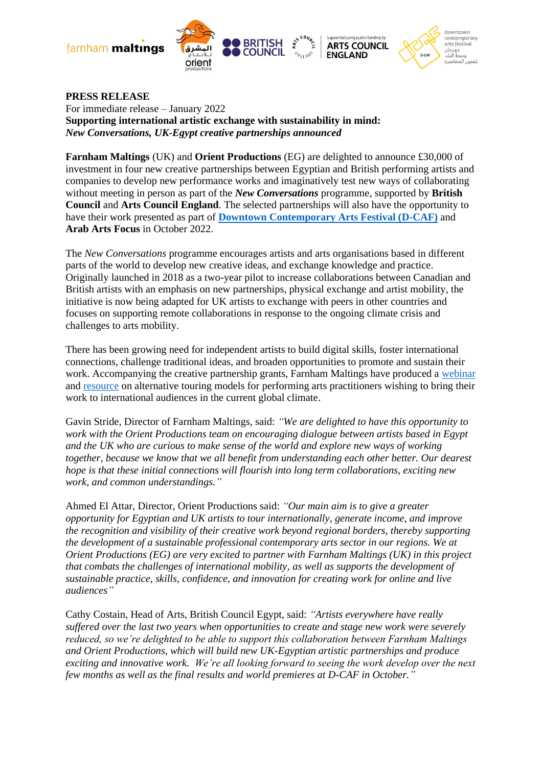**PRESS RELEASE**
For immediate release – January 2022
**Supporting international artistic exchange with sustainability in mind:**
***New Conversations, UK-Egypt creative partnerships announced***

**Farnham Maltings** (UK) and **Orient Productions** (EG) are delighted to announce £30,000 of investment in four new creative partnerships between Egyptian and British performing artists and companies to develop new performance works and imaginatively test new ways of collaborating without meeting in person as part of the ***New Conversations*** programme, supported by **British Council** and **Arts Council England**. The selected partnerships will also have the opportunity to have their work presented as part of **Downtown Contemporary Arts Festival (D-CAF)** and **Arab Arts Focus** in October 2022.

The *New Conversations* programme encourages artists and arts organisations based in different parts of the world to develop new creative ideas, and exchange knowledge and practice. Originally launched in 2018 as a two-year pilot to increase collaborations between Canadian and British artists with an emphasis on new partnerships, physical exchange and artist mobility, the initiative is now being adapted for UK artists to exchange with peers in other countries and focuses on supporting remote collaborations in response to the ongoing climate crisis and challenges to arts mobility.

There has been growing need for independent artists to build digital skills, foster international connections, challenge traditional ideas, and broaden opportunities to promote and sustain their work. Accompanying the creative partnership grants, Farnham Maltings have produced a webinar and resource on alternative touring models for performing arts practitioners wishing to bring their work to international audiences in the current global climate.

Gavin Stride, Director of Farnham Maltings, said: *"We are delighted to have this opportunity to work with the Orient Productions team on encouraging dialogue between artists based in Egypt and the UK who are curious to make sense of the world and explore new ways of working together, because we know that we all benefit from understanding each other better. Our dearest hope is that these initial connections will flourish into long term collaborations, exciting new work, and common understandings."*

Ahmed El Attar, Director, Orient Productions said: *"Our main aim is to give a greater opportunity for Egyptian and UK artists to tour internationally, generate income, and improve the recognition and visibility of their creative work beyond regional borders, thereby supporting the development of a sustainable professional contemporary arts sector in our regions. We at Orient Productions (EG) are very excited to partner with Farnham Maltings (UK) in this project that combats the challenges of international mobility, as well as supports the development of sustainable practice, skills, confidence, and innovation for creating work for online and live audiences"*

Cathy Costain, Head of Arts, British Council Egypt, said: *"Artists everywhere have really suffered over the last two years when opportunities to create and stage new work were severely reduced, so we're delighted to be able to support this collaboration between Farnham Maltings and Orient Productions, which will build new UK-Egyptian artistic partnerships and produce exciting and innovative work. We're all looking forward to seeing the work develop over the next few months as well as the final results and world premieres at D-CAF in October."*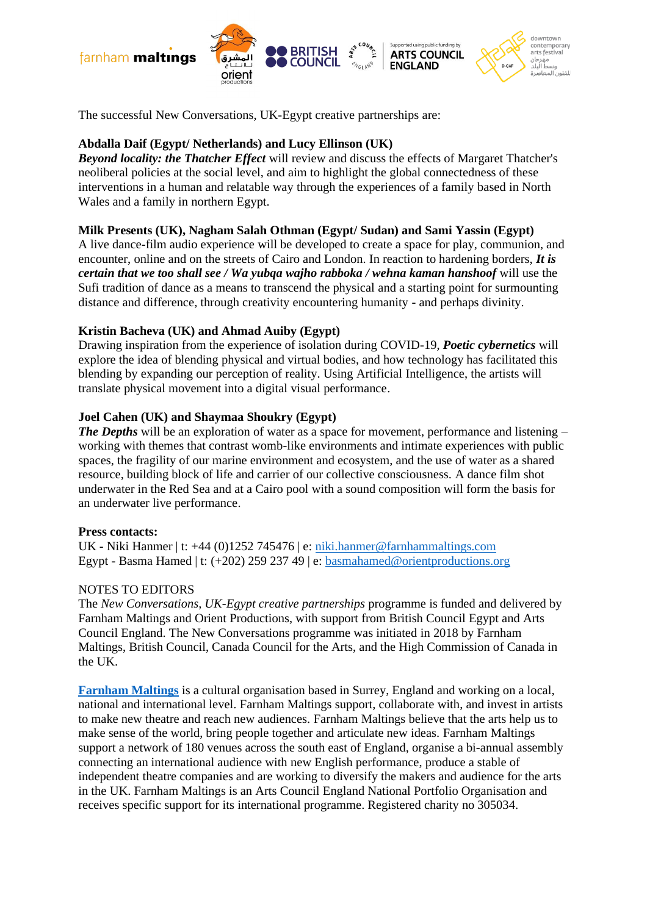The successful New Conversations, UK-Egypt creative partnerships are:

**Abdalla Daif (Egypt/ Netherlands) and Lucy Ellinson (UK)**
***Beyond locality: the Thatcher Effect*** will review and discuss the effects of Margaret Thatcher's neoliberal policies at the social level, and aim to highlight the global connectedness of these interventions in a human and relatable way through the experiences of a family based in North Wales and a family in northern Egypt.

**Milk Presents (UK), Nagham Salah Othman (Egypt/ Sudan) and Sami Yassin (Egypt)**
A live dance-film audio experience will be developed to create a space for play, communion, and encounter, online and on the streets of Cairo and London. In reaction to hardening borders, ***It is certain that we too shall see / Wa yubqa wajho rabboka / wehna kaman hanshoof*** will use the Sufi tradition of dance as a means to transcend the physical and a starting point for surmounting distance and difference, through creativity encountering humanity - and perhaps divinity.

**Kristin Bacheva (UK) and Ahmad Auiby (Egypt)**
Drawing inspiration from the experience of isolation during COVID-19, ***Poetic cybernetics*** will explore the idea of blending physical and virtual bodies, and how technology has facilitated this blending by expanding our perception of reality. Using Artificial Intelligence, the artists will translate physical movement into a digital visual performance.

**Joel Cahen (UK) and Shaymaa Shoukry (Egypt)**
***The Depths*** will be an exploration of water as a space for movement, performance and listening – working with themes that contrast womb-like environments and intimate experiences with public spaces, the fragility of our marine environment and ecosystem, and the use of water as a shared resource, building block of life and carrier of our collective consciousness. A dance film shot underwater in the Red Sea and at a Cairo pool with a sound composition will form the basis for an underwater live performance.

**Press contacts:**
UK - Niki Hanmer | t: +44 (0)1252 745476 | e: niki.hanmer@farnhammaltings.com
Egypt - Basma Hamed | t: (+202) 259 237 49 | e: basmahamed@orientproductions.org

NOTES TO EDITORS
The *New Conversations, UK-Egypt creative partnerships* programme is funded and delivered by Farnham Maltings and Orient Productions, with support from British Council Egypt and Arts Council England. The New Conversations programme was initiated in 2018 by Farnham Maltings, British Council, Canada Council for the Arts, and the High Commission of Canada in the UK.

**Farnham Maltings** is a cultural organisation based in Surrey, England and working on a local, national and international level. Farnham Maltings support, collaborate with, and invest in artists to make new theatre and reach new audiences. Farnham Maltings believe that the arts help us to make sense of the world, bring people together and articulate new ideas. Farnham Maltings support a network of 180 venues across the south east of England, organise a bi-annual assembly connecting an international audience with new English performance, produce a stable of independent theatre companies and are working to diversify the makers and audience for the arts in the UK. Farnham Maltings is an Arts Council England National Portfolio Organisation and receives specific support for its international programme. Registered charity no 305034.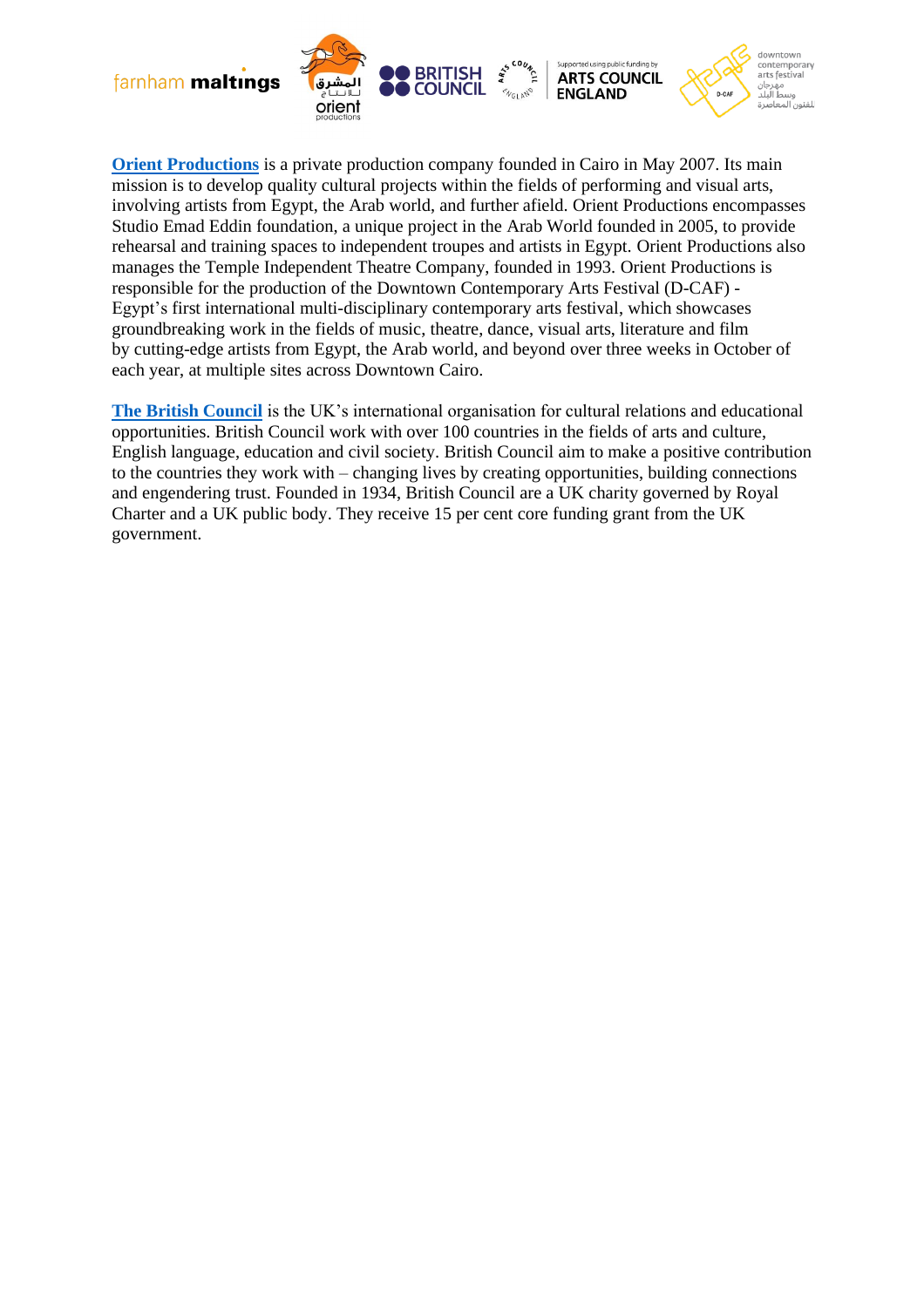**Orient Productions** is a private production company founded in Cairo in May 2007. Its main mission is to develop quality cultural projects within the fields of performing and visual arts, involving artists from Egypt, the Arab world, and further afield. Orient Productions encompasses Studio Emad Eddin foundation, a unique project in the Arab World founded in 2005, to provide rehearsal and training spaces to independent troupes and artists in Egypt. Orient Productions also manages the Temple Independent Theatre Company, founded in 1993. Orient Productions is responsible for the production of the Downtown Contemporary Arts Festival (D-CAF) - Egypt's first international multi-disciplinary contemporary arts festival, which showcases groundbreaking work in the fields of music, theatre, dance, visual arts, literature and film by cutting-edge artists from Egypt, the Arab world, and beyond over three weeks in October of each year, at multiple sites across Downtown Cairo.

**The British Council** is the UK's international organisation for cultural relations and educational opportunities. British Council work with over 100 countries in the fields of arts and culture, English language, education and civil society. British Council aim to make a positive contribution to the countries they work with – changing lives by creating opportunities, building connections and engendering trust. Founded in 1934, British Council are a UK charity governed by Royal Charter and a UK public body. They receive 15 per cent core funding grant from the UK government.